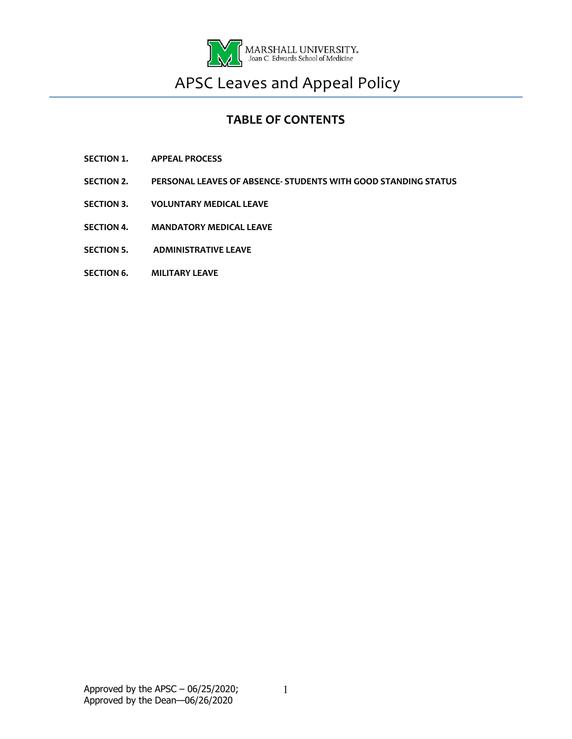MARSHALL UNIVERSITY.
Joan C. Edwards School of Medicine

# APSC Leaves and Appeal Policy

## TABLE OF CONTENTS

**SECTION 1. APPEAL PROCESS**

**SECTION 2. PERSONAL LEAVES OF ABSENCE- STUDENTS WITH GOOD STANDING STATUS**

**SECTION 3. VOLUNTARY MEDICAL LEAVE**

**SECTION 4. MANDATORY MEDICAL LEAVE**

**SECTION 5. ADMINISTRATIVE LEAVE**

**SECTION 6. MILITARY LEAVE**

Approved by the APSC – 06/25/2020;
Approved by the Dean—06/26/2020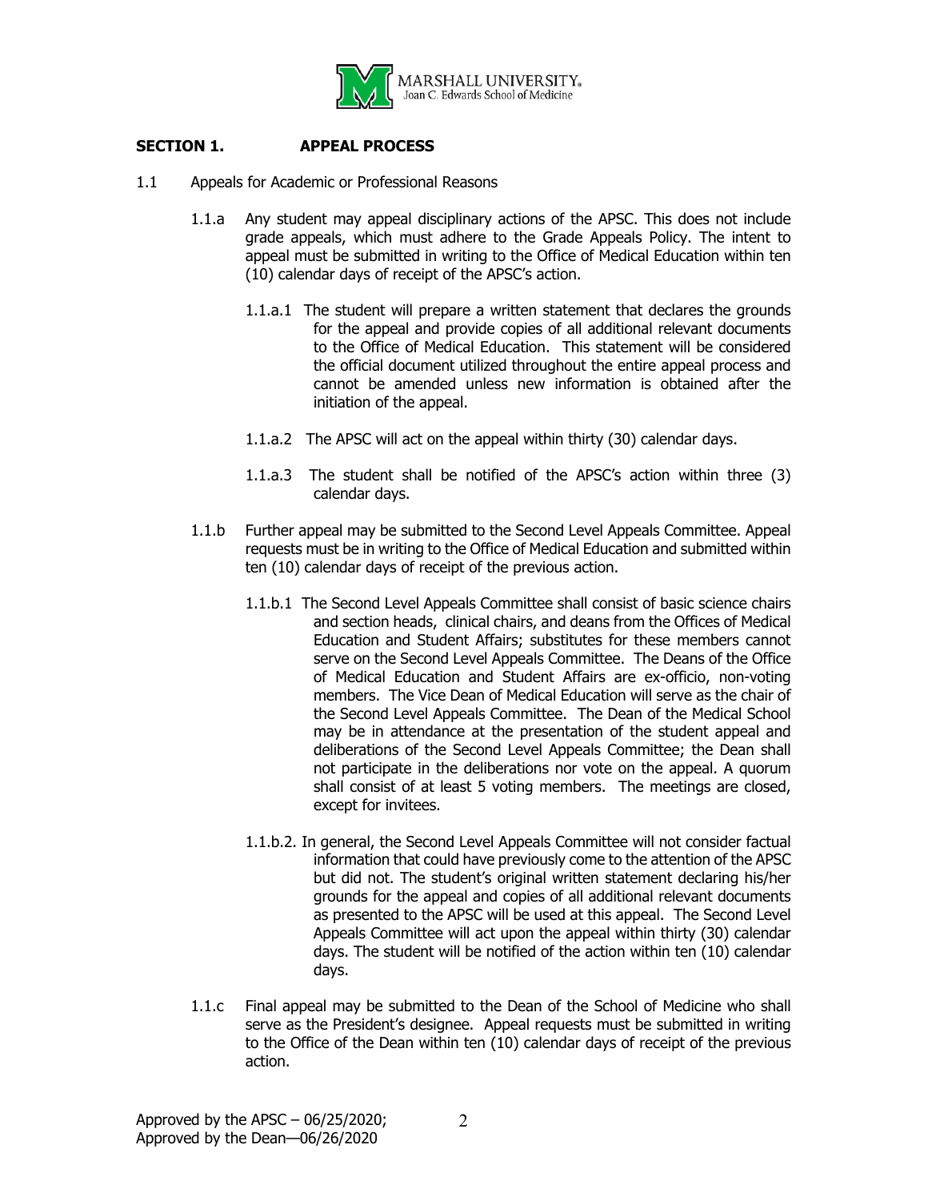## SECTION 1. APPEAL PROCESS

1.1 Appeals for Academic or Professional Reasons

1.1.a Any student may appeal disciplinary actions of the APSC. This does not include grade appeals, which must adhere to the Grade Appeals Policy. The intent to appeal must be submitted in writing to the Office of Medical Education within ten (10) calendar days of receipt of the APSC's action.

1.1.a.1 The student will prepare a written statement that declares the grounds for the appeal and provide copies of all additional relevant documents to the Office of Medical Education. This statement will be considered the official document utilized throughout the entire appeal process and cannot be amended unless new information is obtained after the initiation of the appeal.

1.1.a.2 The APSC will act on the appeal within thirty (30) calendar days.

1.1.a.3 The student shall be notified of the APSC's action within three (3) calendar days.

1.1.b Further appeal may be submitted to the Second Level Appeals Committee. Appeal requests must be in writing to the Office of Medical Education and submitted within ten (10) calendar days of receipt of the previous action.

1.1.b.1 The Second Level Appeals Committee shall consist of basic science chairs and section heads, clinical chairs, and deans from the Offices of Medical Education and Student Affairs; substitutes for these members cannot serve on the Second Level Appeals Committee. The Deans of the Office of Medical Education and Student Affairs are ex-officio, non-voting members. The Vice Dean of Medical Education will serve as the chair of the Second Level Appeals Committee. The Dean of the Medical School may be in attendance at the presentation of the student appeal and deliberations of the Second Level Appeals Committee; the Dean shall not participate in the deliberations nor vote on the appeal. A quorum shall consist of at least 5 voting members. The meetings are closed, except for invitees.

1.1.b.2. In general, the Second Level Appeals Committee will not consider factual information that could have previously come to the attention of the APSC but did not. The student's original written statement declaring his/her grounds for the appeal and copies of all additional relevant documents as presented to the APSC will be used at this appeal. The Second Level Appeals Committee will act upon the appeal within thirty (30) calendar days. The student will be notified of the action within ten (10) calendar days.

1.1.c Final appeal may be submitted to the Dean of the School of Medicine who shall serve as the President's designee. Appeal requests must be submitted in writing to the Office of the Dean within ten (10) calendar days of receipt of the previous action.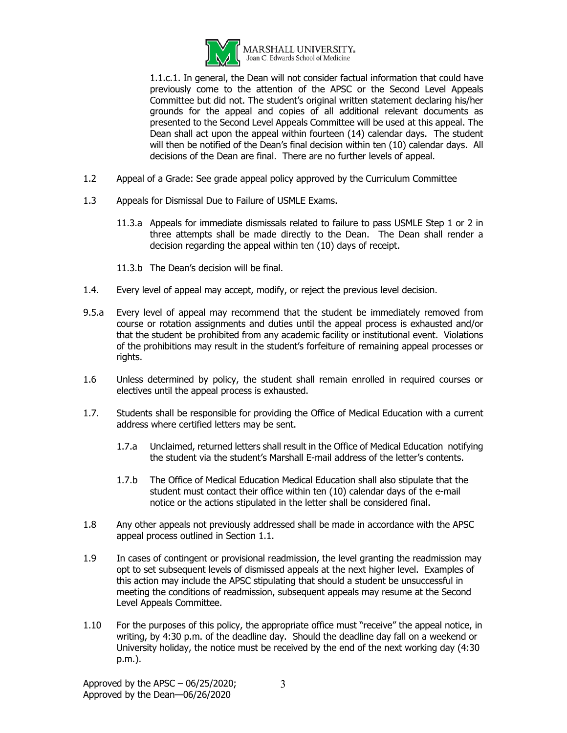1.1.c.1. In general, the Dean will not consider factual information that could have previously come to the attention of the APSC or the Second Level Appeals Committee but did not. The student's original written statement declaring his/her grounds for the appeal and copies of all additional relevant documents as presented to the Second Level Appeals Committee will be used at this appeal. The Dean shall act upon the appeal within fourteen (14) calendar days. The student will then be notified of the Dean's final decision within ten (10) calendar days. All decisions of the Dean are final. There are no further levels of appeal.

1.2 Appeal of a Grade: See grade appeal policy approved by the Curriculum Committee

1.3 Appeals for Dismissal Due to Failure of USMLE Exams.

11.3.a Appeals for immediate dismissals related to failure to pass USMLE Step 1 or 2 in three attempts shall be made directly to the Dean. The Dean shall render a decision regarding the appeal within ten (10) days of receipt.

11.3.b The Dean's decision will be final.

1.4. Every level of appeal may accept, modify, or reject the previous level decision.

9.5.a Every level of appeal may recommend that the student be immediately removed from course or rotation assignments and duties until the appeal process is exhausted and/or that the student be prohibited from any academic facility or institutional event. Violations of the prohibitions may result in the student's forfeiture of remaining appeal processes or rights.

1.6 Unless determined by policy, the student shall remain enrolled in required courses or electives until the appeal process is exhausted.

1.7. Students shall be responsible for providing the Office of Medical Education with a current address where certified letters may be sent.

1.7.a Unclaimed, returned letters shall result in the Office of Medical Education notifying the student via the student's Marshall E-mail address of the letter's contents.

1.7.b The Office of Medical Education Medical Education shall also stipulate that the student must contact their office within ten (10) calendar days of the e-mail notice or the actions stipulated in the letter shall be considered final.

1.8 Any other appeals not previously addressed shall be made in accordance with the APSC appeal process outlined in Section 1.1.

1.9 In cases of contingent or provisional readmission, the level granting the readmission may opt to set subsequent levels of dismissed appeals at the next higher level. Examples of this action may include the APSC stipulating that should a student be unsuccessful in meeting the conditions of readmission, subsequent appeals may resume at the Second Level Appeals Committee.

1.10 For the purposes of this policy, the appropriate office must "receive" the appeal notice, in writing, by 4:30 p.m. of the deadline day. Should the deadline day fall on a weekend or University holiday, the notice must be received by the end of the next working day (4:30 p.m.).

Approved by the APSC – 06/25/2020;
Approved by the Dean—06/26/2020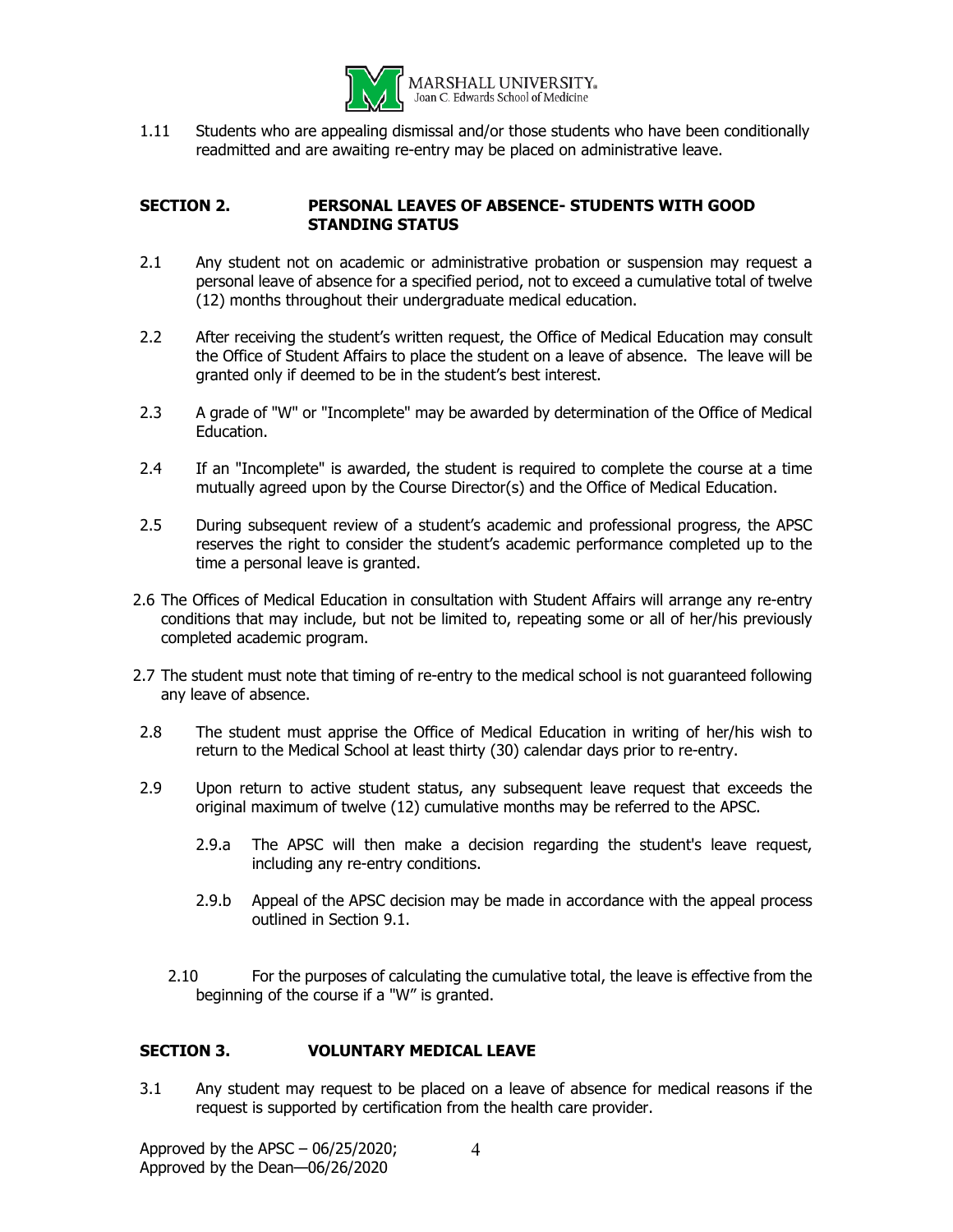1.11 Students who are appealing dismissal and/or those students who have been conditionally readmitted and are awaiting re-entry may be placed on administrative leave.

## SECTION 2. PERSONAL LEAVES OF ABSENCE- STUDENTS WITH GOOD STANDING STATUS

2.1 Any student not on academic or administrative probation or suspension may request a personal leave of absence for a specified period, not to exceed a cumulative total of twelve (12) months throughout their undergraduate medical education.

2.2 After receiving the student's written request, the Office of Medical Education may consult the Office of Student Affairs to place the student on a leave of absence. The leave will be granted only if deemed to be in the student's best interest.

2.3 A grade of "W" or "Incomplete" may be awarded by determination of the Office of Medical Education.

2.4 If an "Incomplete" is awarded, the student is required to complete the course at a time mutually agreed upon by the Course Director(s) and the Office of Medical Education.

2.5 During subsequent review of a student's academic and professional progress, the APSC reserves the right to consider the student's academic performance completed up to the time a personal leave is granted.

2.6 The Offices of Medical Education in consultation with Student Affairs will arrange any re-entry conditions that may include, but not be limited to, repeating some or all of her/his previously completed academic program.

2.7 The student must note that timing of re-entry to the medical school is not guaranteed following any leave of absence.

2.8 The student must apprise the Office of Medical Education in writing of her/his wish to return to the Medical School at least thirty (30) calendar days prior to re-entry.

2.9 Upon return to active student status, any subsequent leave request that exceeds the original maximum of twelve (12) cumulative months may be referred to the APSC.

2.9.a The APSC will then make a decision regarding the student's leave request, including any re-entry conditions.

2.9.b Appeal of the APSC decision may be made in accordance with the appeal process outlined in Section 9.1.

2.10 For the purposes of calculating the cumulative total, the leave is effective from the beginning of the course if a "W" is granted.

## SECTION 3. VOLUNTARY MEDICAL LEAVE

3.1 Any student may request to be placed on a leave of absence for medical reasons if the request is supported by certification from the health care provider.

Approved by the APSC – 06/25/2020;
Approved by the Dean—06/26/2020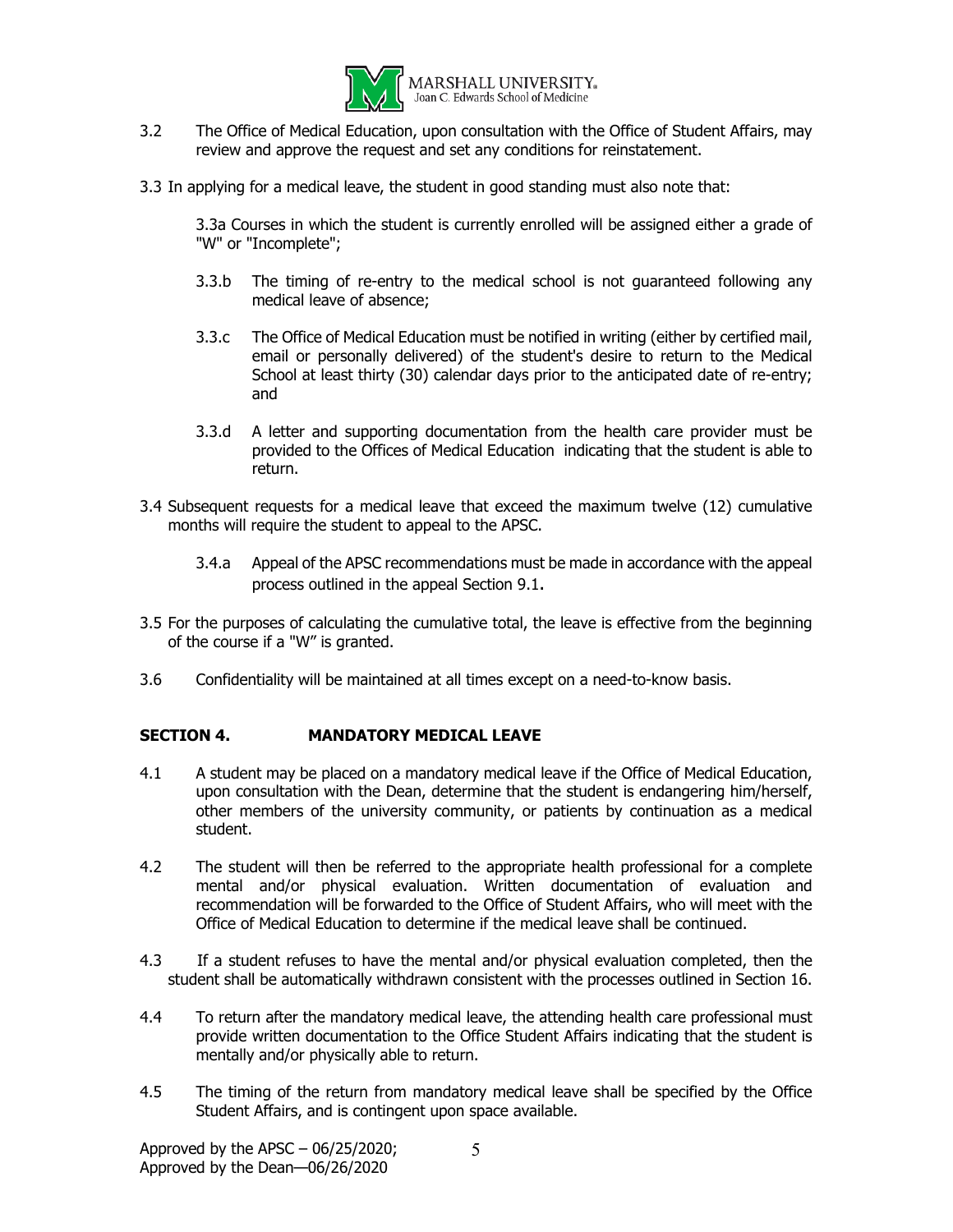3.2 The Office of Medical Education, upon consultation with the Office of Student Affairs, may review and approve the request and set any conditions for reinstatement.

3.3 In applying for a medical leave, the student in good standing must also note that:

> 3.3a Courses in which the student is currently enrolled will be assigned either a grade of "W" or "Incomplete";
>
> 3.3.b The timing of re-entry to the medical school is not guaranteed following any medical leave of absence;
>
> 3.3.c The Office of Medical Education must be notified in writing (either by certified mail, email or personally delivered) of the student's desire to return to the Medical School at least thirty (30) calendar days prior to the anticipated date of re-entry; and
>
> 3.3.d A letter and supporting documentation from the health care provider must be provided to the Offices of Medical Education indicating that the student is able to return.

3.4 Subsequent requests for a medical leave that exceed the maximum twelve (12) cumulative months will require the student to appeal to the APSC.

> 3.4.a Appeal of the APSC recommendations must be made in accordance with the appeal process outlined in the appeal Section 9.1.

3.5 For the purposes of calculating the cumulative total, the leave is effective from the beginning of the course if a "W" is granted.

3.6 Confidentiality will be maintained at all times except on a need-to-know basis.

## SECTION 4. MANDATORY MEDICAL LEAVE

4.1 A student may be placed on a mandatory medical leave if the Office of Medical Education, upon consultation with the Dean, determine that the student is endangering him/herself, other members of the university community, or patients by continuation as a medical student.

4.2 The student will then be referred to the appropriate health professional for a complete mental and/or physical evaluation. Written documentation of evaluation and recommendation will be forwarded to the Office of Student Affairs, who will meet with the Office of Medical Education to determine if the medical leave shall be continued.

4.3 If a student refuses to have the mental and/or physical evaluation completed, then the student shall be automatically withdrawn consistent with the processes outlined in Section 16.

4.4 To return after the mandatory medical leave, the attending health care professional must provide written documentation to the Office Student Affairs indicating that the student is mentally and/or physically able to return.

4.5 The timing of the return from mandatory medical leave shall be specified by the Office Student Affairs, and is contingent upon space available.

Approved by the APSC – 06/25/2020;
Approved by the Dean—06/26/2020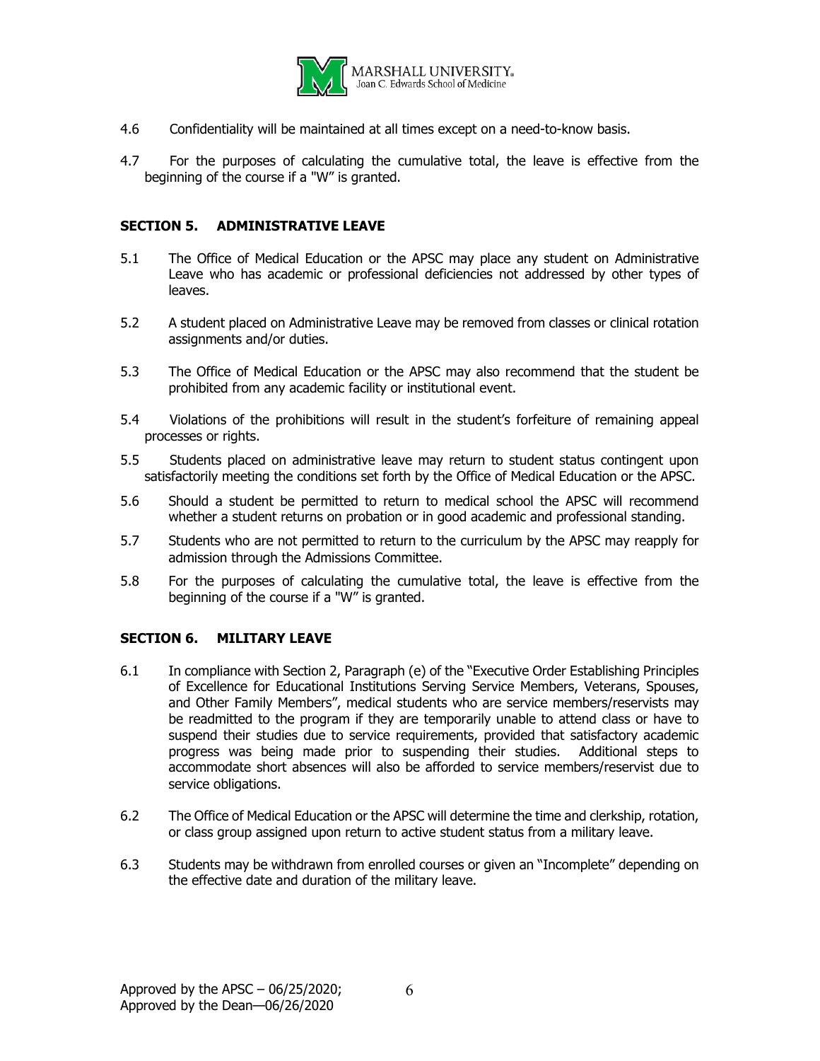4.6 Confidentiality will be maintained at all times except on a need-to-know basis.

4.7 For the purposes of calculating the cumulative total, the leave is effective from the beginning of the course if a "W" is granted.

## SECTION 5. ADMINISTRATIVE LEAVE

5.1 The Office of Medical Education or the APSC may place any student on Administrative Leave who has academic or professional deficiencies not addressed by other types of leaves.

5.2 A student placed on Administrative Leave may be removed from classes or clinical rotation assignments and/or duties.

5.3 The Office of Medical Education or the APSC may also recommend that the student be prohibited from any academic facility or institutional event.

5.4 Violations of the prohibitions will result in the student's forfeiture of remaining appeal processes or rights.

5.5 Students placed on administrative leave may return to student status contingent upon satisfactorily meeting the conditions set forth by the Office of Medical Education or the APSC.

5.6 Should a student be permitted to return to medical school the APSC will recommend whether a student returns on probation or in good academic and professional standing.

5.7 Students who are not permitted to return to the curriculum by the APSC may reapply for admission through the Admissions Committee.

5.8 For the purposes of calculating the cumulative total, the leave is effective from the beginning of the course if a "W" is granted.

## SECTION 6. MILITARY LEAVE

6.1 In compliance with Section 2, Paragraph (e) of the "Executive Order Establishing Principles of Excellence for Educational Institutions Serving Service Members, Veterans, Spouses, and Other Family Members", medical students who are service members/reservists may be readmitted to the program if they are temporarily unable to attend class or have to suspend their studies due to service requirements, provided that satisfactory academic progress was being made prior to suspending their studies. Additional steps to accommodate short absences will also be afforded to service members/reservist due to service obligations.

6.2 The Office of Medical Education or the APSC will determine the time and clerkship, rotation, or class group assigned upon return to active student status from a military leave.

6.3 Students may be withdrawn from enrolled courses or given an "Incomplete" depending on the effective date and duration of the military leave.